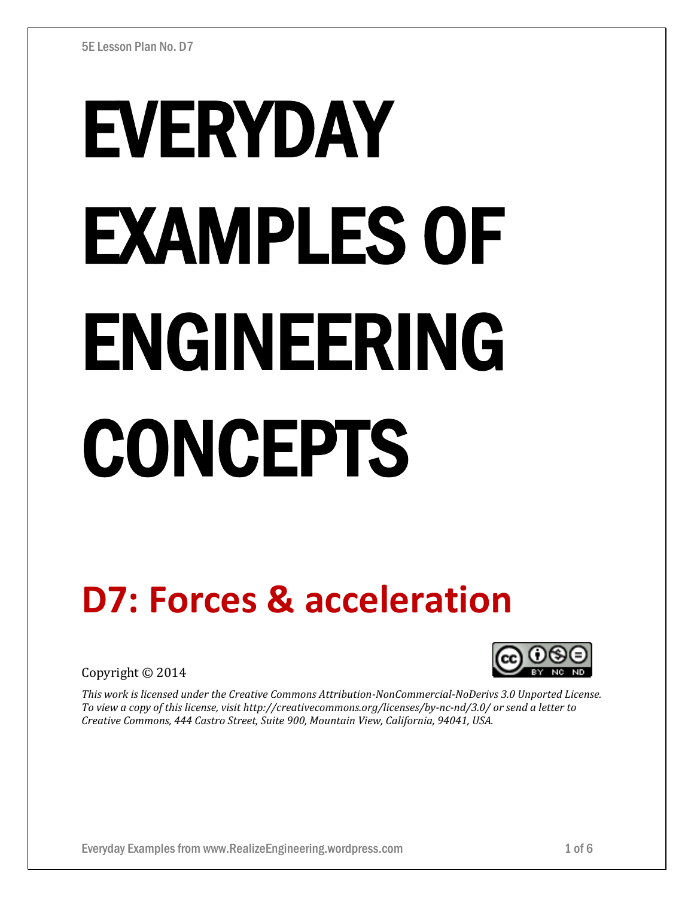# EVERYDAY EXAMPLES OF ENGINEERING CONCEPTS

## D7: Forces & acceleration

Copyright © 2014

*This work is licensed under the Creative Commons Attribution-NonCommercial-NoDerivs 3.0 Unported License. To view a copy of this license, visit http://creativecommons.org/licenses/by-nc-nd/3.0/ or send a letter to Creative Commons, 444 Castro Street, Suite 900, Mountain View, California, 94041, USA.*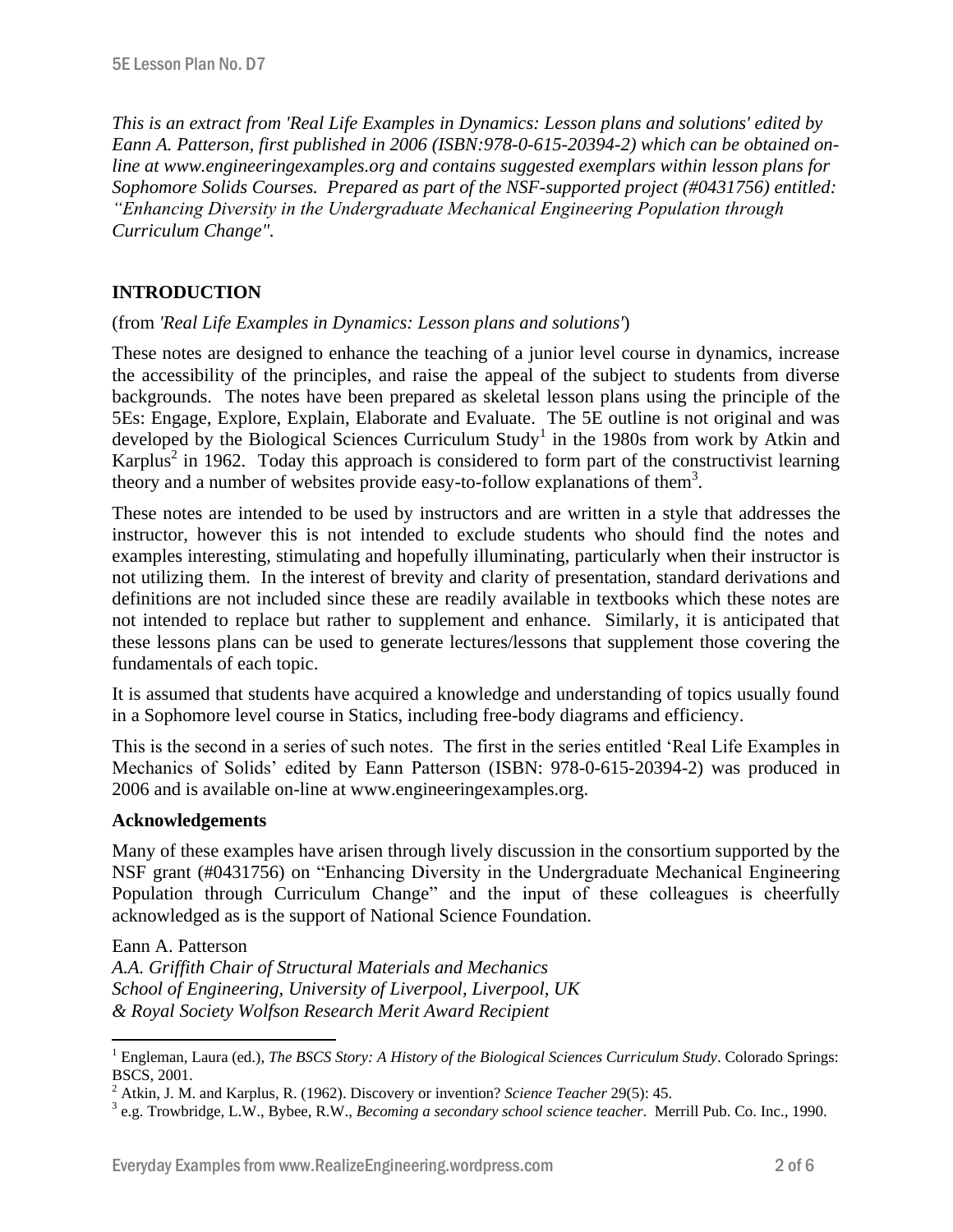*This is an extract from 'Real Life Examples in Dynamics: Lesson plans and solutions' edited by Eann A. Patterson, first published in 2006 (ISBN:978-0-615-20394-2) which can be obtained on-line at www.engineeringexamples.org and contains suggested exemplars within lesson plans for Sophomore Solids Courses. Prepared as part of the NSF-supported project (#0431756) entitled: "Enhancing Diversity in the Undergraduate Mechanical Engineering Population through Curriculum Change".*

## INTRODUCTION

(from *'Real Life Examples in Dynamics: Lesson plans and solutions'*)

These notes are designed to enhance the teaching of a junior level course in dynamics, increase the accessibility of the principles, and raise the appeal of the subject to students from diverse backgrounds. The notes have been prepared as skeletal lesson plans using the principle of the 5Es: Engage, Explore, Explain, Elaborate and Evaluate. The 5E outline is not original and was developed by the Biological Sciences Curriculum Study[1] in the 1980s from work by Atkin and Karplus[2] in 1962. Today this approach is considered to form part of the constructivist learning theory and a number of websites provide easy-to-follow explanations of them[3].

These notes are intended to be used by instructors and are written in a style that addresses the instructor, however this is not intended to exclude students who should find the notes and examples interesting, stimulating and hopefully illuminating, particularly when their instructor is not utilizing them. In the interest of brevity and clarity of presentation, standard derivations and definitions are not included since these are readily available in textbooks which these notes are not intended to replace but rather to supplement and enhance. Similarly, it is anticipated that these lessons plans can be used to generate lectures/lessons that supplement those covering the fundamentals of each topic.

It is assumed that students have acquired a knowledge and understanding of topics usually found in a Sophomore level course in Statics, including free-body diagrams and efficiency.

This is the second in a series of such notes. The first in the series entitled 'Real Life Examples in Mechanics of Solids' edited by Eann Patterson (ISBN: 978-0-615-20394-2) was produced in 2006 and is available on-line at www.engineeringexamples.org.

### Acknowledgements

Many of these examples have arisen through lively discussion in the consortium supported by the NSF grant (#0431756) on "Enhancing Diversity in the Undergraduate Mechanical Engineering Population through Curriculum Change" and the input of these colleagues is cheerfully acknowledged as is the support of National Science Foundation.

Eann A. Patterson  
*A.A. Griffith Chair of Structural Materials and Mechanics*  
*School of Engineering, University of Liverpool, Liverpool, UK*  
*& Royal Society Wolfson Research Merit Award Recipient*

---

[1] Engleman, Laura (ed.), *The BSCS Story: A History of the Biological Sciences Curriculum Study*. Colorado Springs: BSCS, 2001.

[2] Atkin, J. M. and Karplus, R. (1962). Discovery or invention? *Science Teacher* 29(5): 45.

[3] e.g. Trowbridge, L.W., Bybee, R.W., *Becoming a secondary school science teacher*. Merrill Pub. Co. Inc., 1990.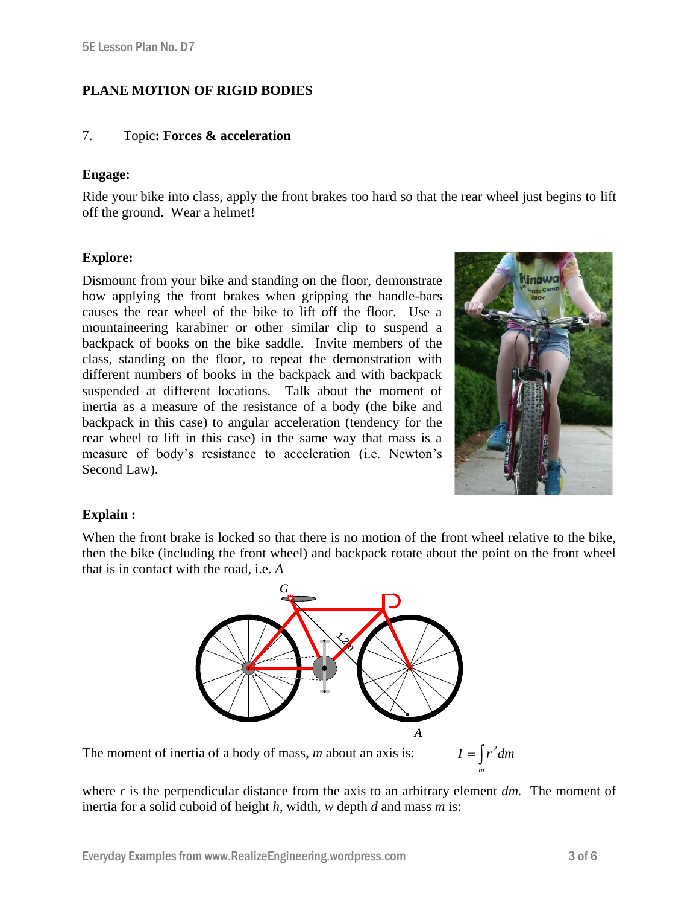## PLANE MOTION OF RIGID BODIES

7. Topic: **Forces & acceleration**

**Engage:**

Ride your bike into class, apply the front brakes too hard so that the rear wheel just begins to lift off the ground. Wear a helmet!

**Explore:**

Dismount from your bike and standing on the floor, demonstrate how applying the front brakes when gripping the handle-bars causes the rear wheel of the bike to lift off the floor. Use a mountaineering karabiner or other similar clip to suspend a backpack of books on the bike saddle. Invite members of the class, standing on the floor, to repeat the demonstration with different numbers of books in the backpack and with backpack suspended at different locations. Talk about the moment of inertia as a measure of the resistance of a body (the bike and backpack in this case) to angular acceleration (tendency for the rear wheel to lift in this case) in the same way that mass is a measure of body's resistance to acceleration (i.e. Newton's Second Law).

**Explain :**

When the front brake is locked so that there is no motion of the front wheel relative to the bike, then the bike (including the front wheel) and backpack rotate about the point on the front wheel that is in contact with the road, i.e. *A*

The moment of inertia of a body of mass, *m* about an axis is:

$$I = \int_m r^2 dm$$

where *r* is the perpendicular distance from the axis to an arbitrary element *dm.* The moment of inertia for a solid cuboid of height *h*, width, *w* depth *d* and mass *m* is: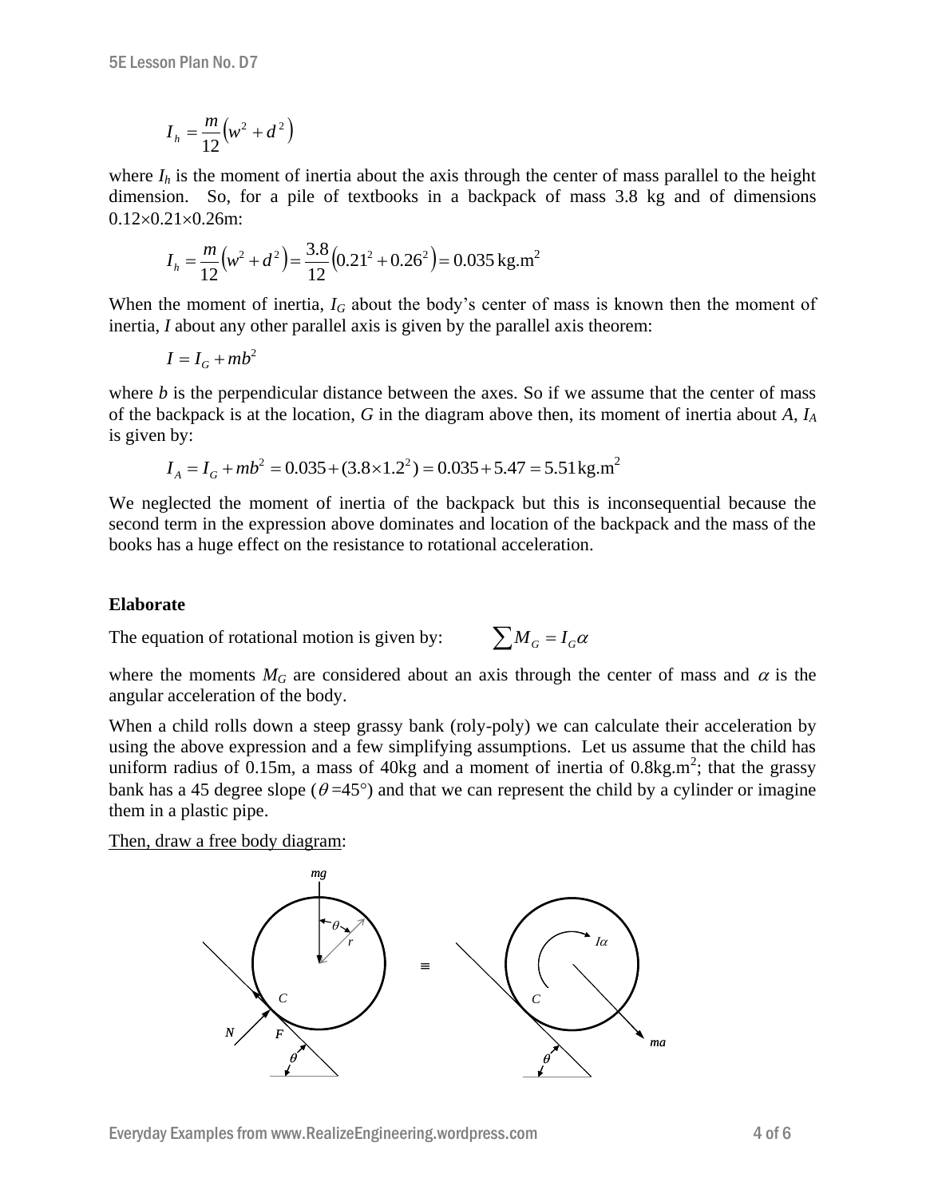$$I_h = \frac{m}{12}\left(w^2 + d^2\right)$$

where $I_h$ is the moment of inertia about the axis through the center of mass parallel to the height dimension. So, for a pile of textbooks in a backpack of mass 3.8 kg and of dimensions 0.12×0.21×0.26m:

$$I_h = \frac{m}{12}\left(w^2 + d^2\right) = \frac{3.8}{12}\left(0.21^2 + 0.26^2\right) = 0.035\,\text{kg.m}^2$$

When the moment of inertia, $I_G$ about the body's center of mass is known then the moment of inertia, $I$ about any other parallel axis is given by the parallel axis theorem:

$$I = I_G + mb^2$$

where $b$ is the perpendicular distance between the axes. So if we assume that the center of mass of the backpack is at the location, $G$ in the diagram above then, its moment of inertia about $A$, $I_A$ is given by:

$$I_A = I_G + mb^2 = 0.035 + (3.8 \times 1.2^2) = 0.035 + 5.47 = 5.51\,\text{kg.m}^2$$

We neglected the moment of inertia of the backpack but this is inconsequential because the second term in the expression above dominates and location of the backpack and the mass of the books has a huge effect on the resistance to rotational acceleration.

**Elaborate**

The equation of rotational motion is given by: $\sum M_G = I_G \alpha$

where the moments $M_G$ are considered about an axis through the center of mass and $\alpha$ is the angular acceleration of the body.

When a child rolls down a steep grassy bank (roly-poly) we can calculate their acceleration by using the above expression and a few simplifying assumptions. Let us assume that the child has uniform radius of 0.15m, a mass of 40kg and a moment of inertia of 0.8kg.m$^2$; that the grassy bank has a 45 degree slope ($\theta$=45°) and that we can represent the child by a cylinder or imagine them in a plastic pipe.

Then, draw a free body diagram: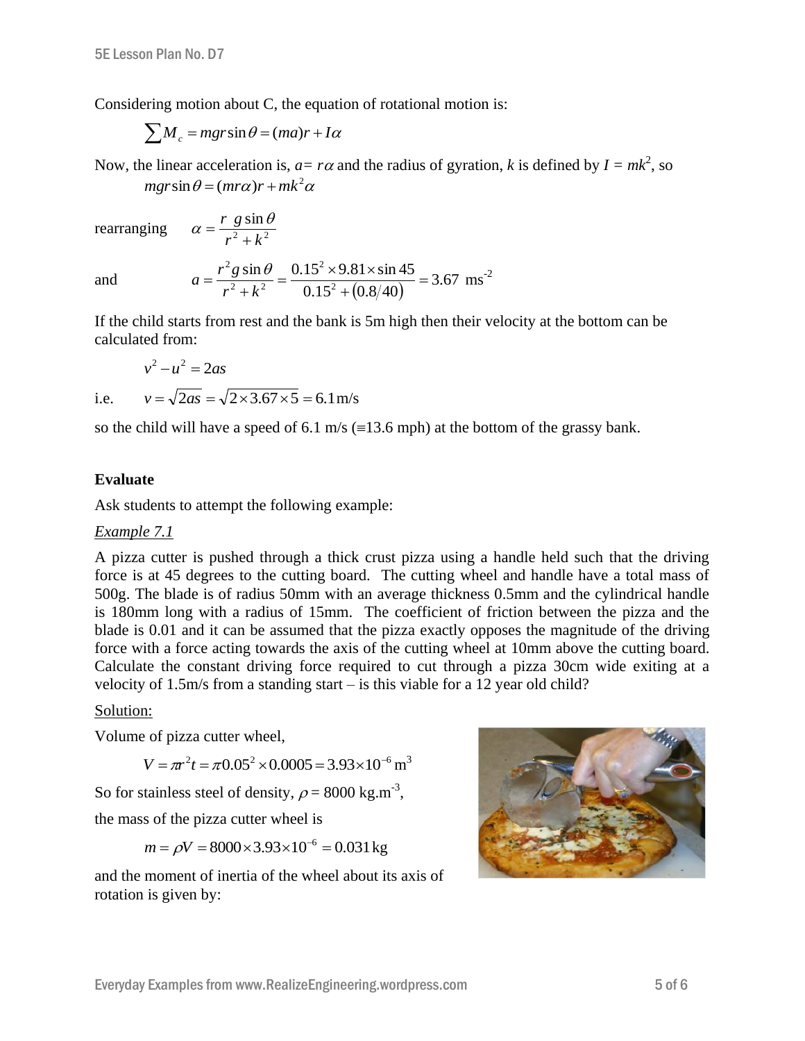Considering motion about C, the equation of rotational motion is:

$$\sum M_c = mgr\sin\theta = (ma)r + I\alpha$$

Now, the linear acceleration is, $a = r\alpha$ and the radius of gyration, $k$ is defined by $I = mk^2$, so

$$mgr\sin\theta = (mr\alpha)r + mk^2\alpha$$

rearranging $$\alpha = \frac{r\ g\sin\theta}{r^2 + k^2}$$

and $$a = \frac{r^2 g\sin\theta}{r^2 + k^2} = \frac{0.15^2 \times 9.81 \times \sin 45}{0.15^2 + (0.8/40)} = 3.67\ \text{ms}^{-2}$$

If the child starts from rest and the bank is 5m high then their velocity at the bottom can be calculated from:

$$v^2 - u^2 = 2as$$

i.e. $$v = \sqrt{2as} = \sqrt{2 \times 3.67 \times 5} = 6.1\,\text{m/s}$$

so the child will have a speed of 6.1 m/s (≡13.6 mph) at the bottom of the grassy bank.

**Evaluate**

Ask students to attempt the following example:

*Example 7.1*

A pizza cutter is pushed through a thick crust pizza using a handle held such that the driving force is at 45 degrees to the cutting board. The cutting wheel and handle have a total mass of 500g. The blade is of radius 50mm with an average thickness 0.5mm and the cylindrical handle is 180mm long with a radius of 15mm. The coefficient of friction between the pizza and the blade is 0.01 and it can be assumed that the pizza exactly opposes the magnitude of the driving force with a force acting towards the axis of the cutting wheel at 10mm above the cutting board. Calculate the constant driving force required to cut through a pizza 30cm wide exiting at a velocity of 1.5m/s from a standing start – is this viable for a 12 year old child?

Solution:

Volume of pizza cutter wheel,

$$V = \pi r^2 t = \pi 0.05^2 \times 0.0005 = 3.93 \times 10^{-6}\,\text{m}^3$$

So for stainless steel of density, $\rho = 8000$ kg.m$^{-3}$,

the mass of the pizza cutter wheel is

$$m = \rho V = 8000 \times 3.93 \times 10^{-6} = 0.031\,\text{kg}$$

and the moment of inertia of the wheel about its axis of rotation is given by: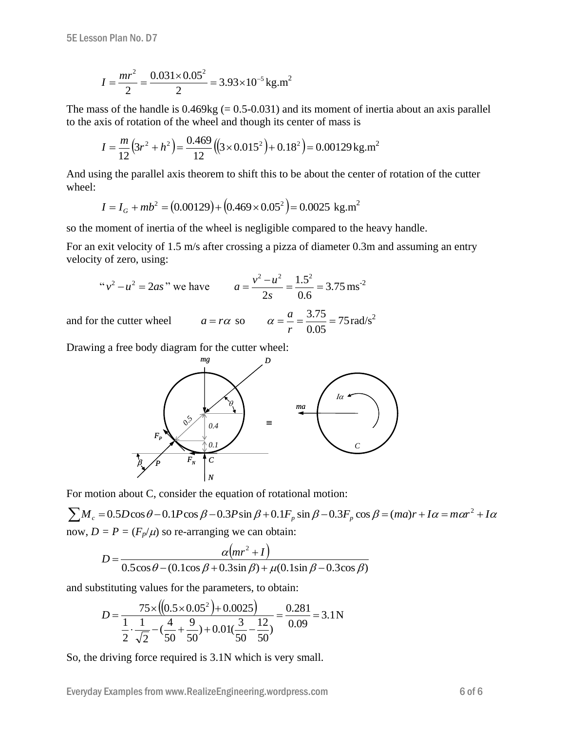$$I = \frac{mr^2}{2} = \frac{0.031 \times 0.05^2}{2} = 3.93 \times 10^{-5}\,\text{kg.m}^2$$

The mass of the handle is 0.469kg (= 0.5-0.031) and its moment of inertia about an axis parallel to the axis of rotation of the wheel and though its center of mass is

$$I = \frac{m}{12}\left(3r^2 + h^2\right) = \frac{0.469}{12}\left(\left(3 \times 0.015^2\right) + 0.18^2\right) = 0.00129\,\text{kg.m}^2$$

And using the parallel axis theorem to shift this to be about the center of rotation of the cutter wheel:

$$I = I_G + mb^2 = \left(0.00129\right) + \left(0.469 \times 0.05^2\right) = 0.0025\ \text{kg.m}^2$$

so the moment of inertia of the wheel is negligible compared to the heavy handle.

For an exit velocity of 1.5 m/s after crossing a pizza of diameter 0.3m and assuming an entry velocity of zero, using:

"$v^2 - u^2 = 2as$" we have $\quad a = \dfrac{v^2 - u^2}{2s} = \dfrac{1.5^2}{0.6} = 3.75\,\text{ms}^{-2}$

and for the cutter wheel $\quad a = r\alpha$ so $\quad \alpha = \dfrac{a}{r} = \dfrac{3.75}{0.05} = 75\,\text{rad/s}^2$

Drawing a free body diagram for the cutter wheel:

mg
D
$\theta$
0.5
0.4
0.1
$F_P$
$F_N$
C
$\beta$
P
N
$\equiv$
$I\alpha$
ma
C

For motion about C, consider the equation of rotational motion:

$$\sum M_c = 0.5D\cos\theta - 0.1P\cos\beta - 0.3P\sin\beta + 0.1F_p\sin\beta - 0.3F_p\cos\beta = (ma)r + I\alpha = m\alpha r^2 + I\alpha$$

now, $D = P = (F_p/\mu)$ so re-arranging we can obtain:

$$D = \frac{\alpha\left(mr^2 + I\right)}{0.5\cos\theta - (0.1\cos\beta + 0.3\sin\beta) + \mu(0.1\sin\beta - 0.3\cos\beta)}$$

and substituting values for the parameters, to obtain:

$$D = \frac{75 \times \left(\left(0.5 \times 0.05^2\right) + 0.0025\right)}{\frac{1}{2} \cdot \frac{1}{\sqrt{2}} - \left(\frac{4}{50} + \frac{9}{50}\right) + 0.01\left(\frac{3}{50} - \frac{12}{50}\right)} = \frac{0.281}{0.09} = 3.1\text{N}$$

So, the driving force required is 3.1N which is very small.